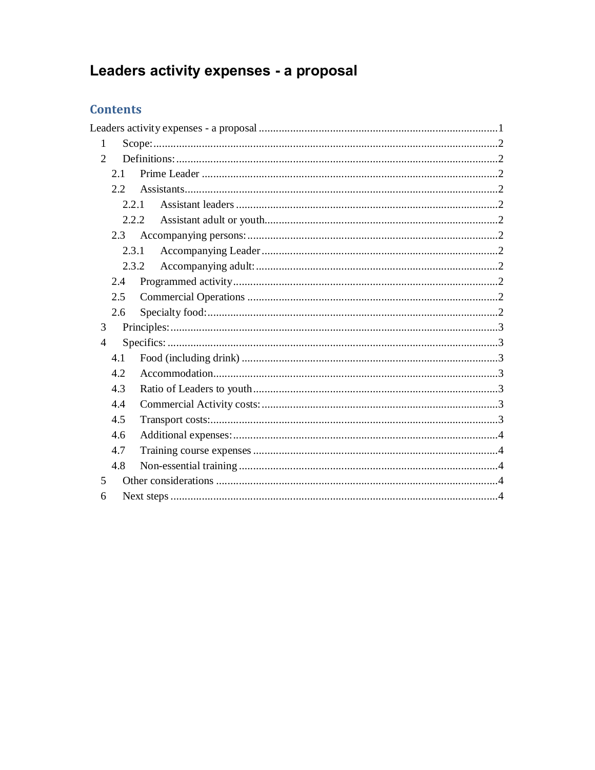# Leaders activity expenses - a proposal

## Contents

Leaders activity expenses - a proposal ........................................ 1

- 1 Scope: ........................................ 2
- 2 Definitions: ........................................ 2
  - 2.1 Prime Leader ........................................ 2
  - 2.2 Assistants ........................................ 2
    - 2.2.1 Assistant leaders ........................................ 2
    - 2.2.2 Assistant adult or youth ........................................ 2
  - 2.3 Accompanying persons: ........................................ 2
    - 2.3.1 Accompanying Leader ........................................ 2
    - 2.3.2 Accompanying adult: ........................................ 2
  - 2.4 Programmed activity ........................................ 2
  - 2.5 Commercial Operations ........................................ 2
  - 2.6 Specialty food: ........................................ 2
- 3 Principles: ........................................ 3
- 4 Specifics: ........................................ 3
  - 4.1 Food (including drink) ........................................ 3
  - 4.2 Accommodation ........................................ 3
  - 4.3 Ratio of Leaders to youth ........................................ 3
  - 4.4 Commercial Activity costs: ........................................ 3
  - 4.5 Transport costs: ........................................ 3
  - 4.6 Additional expenses: ........................................ 4
  - 4.7 Training course expenses ........................................ 4
  - 4.8 Non-essential training ........................................ 4
- 5 Other considerations ........................................ 4
- 6 Next steps ........................................ 4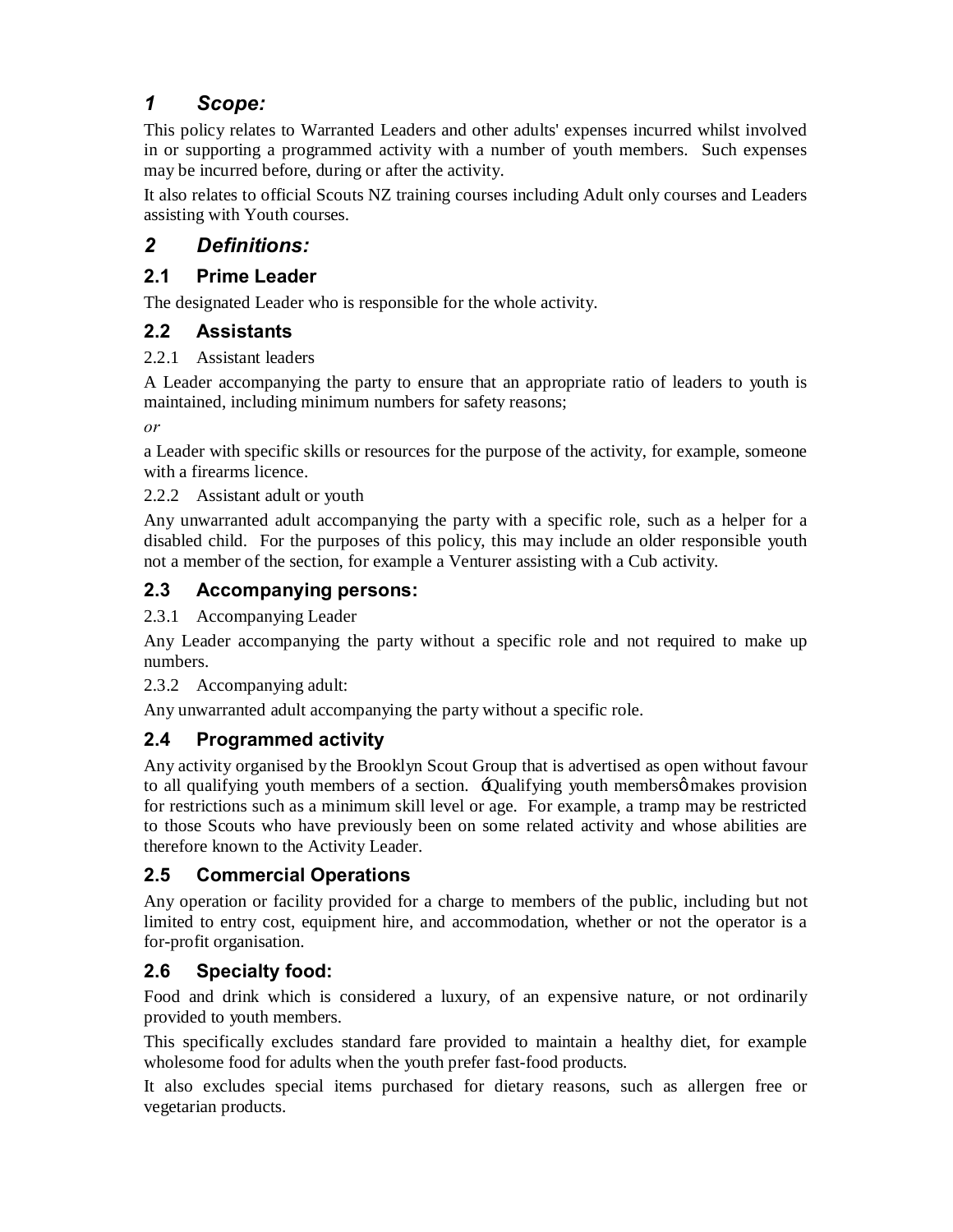## *1 Scope:*

This policy relates to Warranted Leaders and other adults' expenses incurred whilst involved in or supporting a programmed activity with a number of youth members. Such expenses may be incurred before, during or after the activity.

It also relates to official Scouts NZ training courses including Adult only courses and Leaders assisting with Youth courses.

## *2 Definitions:*

### 2.1 Prime Leader

The designated Leader who is responsible for the whole activity.

### 2.2 Assistants

2.2.1 Assistant leaders

A Leader accompanying the party to ensure that an appropriate ratio of leaders to youth is maintained, including minimum numbers for safety reasons;

*or*

a Leader with specific skills or resources for the purpose of the activity, for example, someone with a firearms licence.

2.2.2 Assistant adult or youth

Any unwarranted adult accompanying the party with a specific role, such as a helper for a disabled child. For the purposes of this policy, this may include an older responsible youth not a member of the section, for example a Venturer assisting with a Cub activity.

### 2.3 Accompanying persons:

2.3.1 Accompanying Leader

Any Leader accompanying the party without a specific role and not required to make up numbers.

2.3.2 Accompanying adult:

Any unwarranted adult accompanying the party without a specific role.

### 2.4 Programmed activity

Any activity organised by the Brooklyn Scout Group that is advertised as open without favour to all qualifying youth members of a section. ‘Qualifying youth members’ makes provision for restrictions such as a minimum skill level or age. For example, a tramp may be restricted to those Scouts who have previously been on some related activity and whose abilities are therefore known to the Activity Leader.

### 2.5 Commercial Operations

Any operation or facility provided for a charge to members of the public, including but not limited to entry cost, equipment hire, and accommodation, whether or not the operator is a for-profit organisation.

### 2.6 Specialty food:

Food and drink which is considered a luxury, of an expensive nature, or not ordinarily provided to youth members.

This specifically excludes standard fare provided to maintain a healthy diet, for example wholesome food for adults when the youth prefer fast-food products.

It also excludes special items purchased for dietary reasons, such as allergen free or vegetarian products.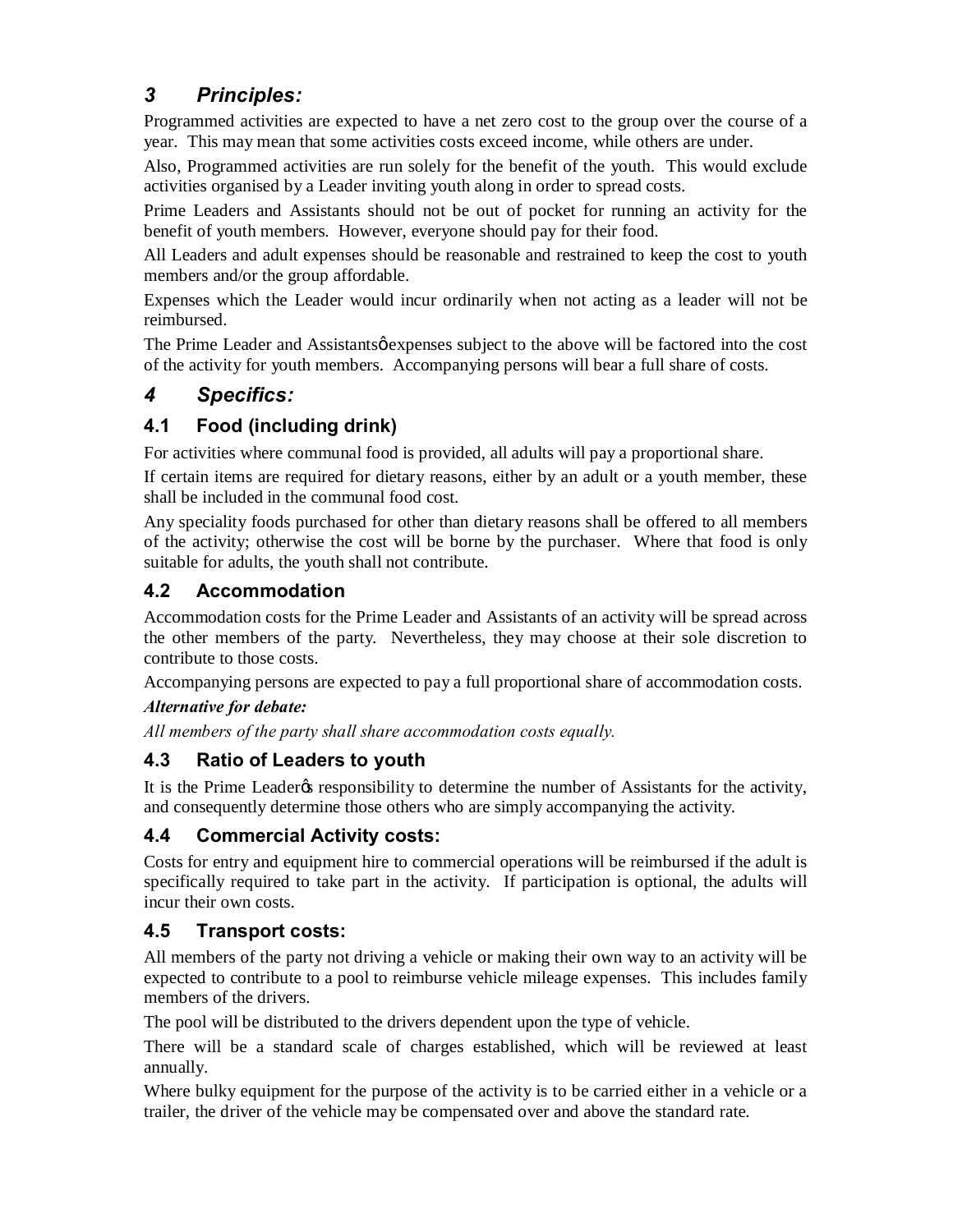## 3 Principles:

Programmed activities are expected to have a net zero cost to the group over the course of a year. This may mean that some activities costs exceed income, while others are under.

Also, Programmed activities are run solely for the benefit of the youth. This would exclude activities organised by a Leader inviting youth along in order to spread costs.

Prime Leaders and Assistants should not be out of pocket for running an activity for the benefit of youth members. However, everyone should pay for their food.

All Leaders and adult expenses should be reasonable and restrained to keep the cost to youth members and/or the group affordable.

Expenses which the Leader would incur ordinarily when not acting as a leader will not be reimbursed.

The Prime Leader and Assistantsö expenses subject to the above will be factored into the cost of the activity for youth members. Accompanying persons will bear a full share of costs.

## 4 Specifics:

### 4.1 Food (including drink)

For activities where communal food is provided, all adults will pay a proportional share.

If certain items are required for dietary reasons, either by an adult or a youth member, these shall be included in the communal food cost.

Any speciality foods purchased for other than dietary reasons shall be offered to all members of the activity; otherwise the cost will be borne by the purchaser. Where that food is only suitable for adults, the youth shall not contribute.

### 4.2 Accommodation

Accommodation costs for the Prime Leader and Assistants of an activity will be spread across the other members of the party. Nevertheless, they may choose at their sole discretion to contribute to those costs.

Accompanying persons are expected to pay a full proportional share of accommodation costs.

***Alternative for debate:***

*All members of the party shall share accommodation costs equally.*

### 4.3 Ratio of Leaders to youth

It is the Prime Leaderø responsibility to determine the number of Assistants for the activity, and consequently determine those others who are simply accompanying the activity.

### 4.4 Commercial Activity costs:

Costs for entry and equipment hire to commercial operations will be reimbursed if the adult is specifically required to take part in the activity. If participation is optional, the adults will incur their own costs.

### 4.5 Transport costs:

All members of the party not driving a vehicle or making their own way to an activity will be expected to contribute to a pool to reimburse vehicle mileage expenses. This includes family members of the drivers.

The pool will be distributed to the drivers dependent upon the type of vehicle.

There will be a standard scale of charges established, which will be reviewed at least annually.

Where bulky equipment for the purpose of the activity is to be carried either in a vehicle or a trailer, the driver of the vehicle may be compensated over and above the standard rate.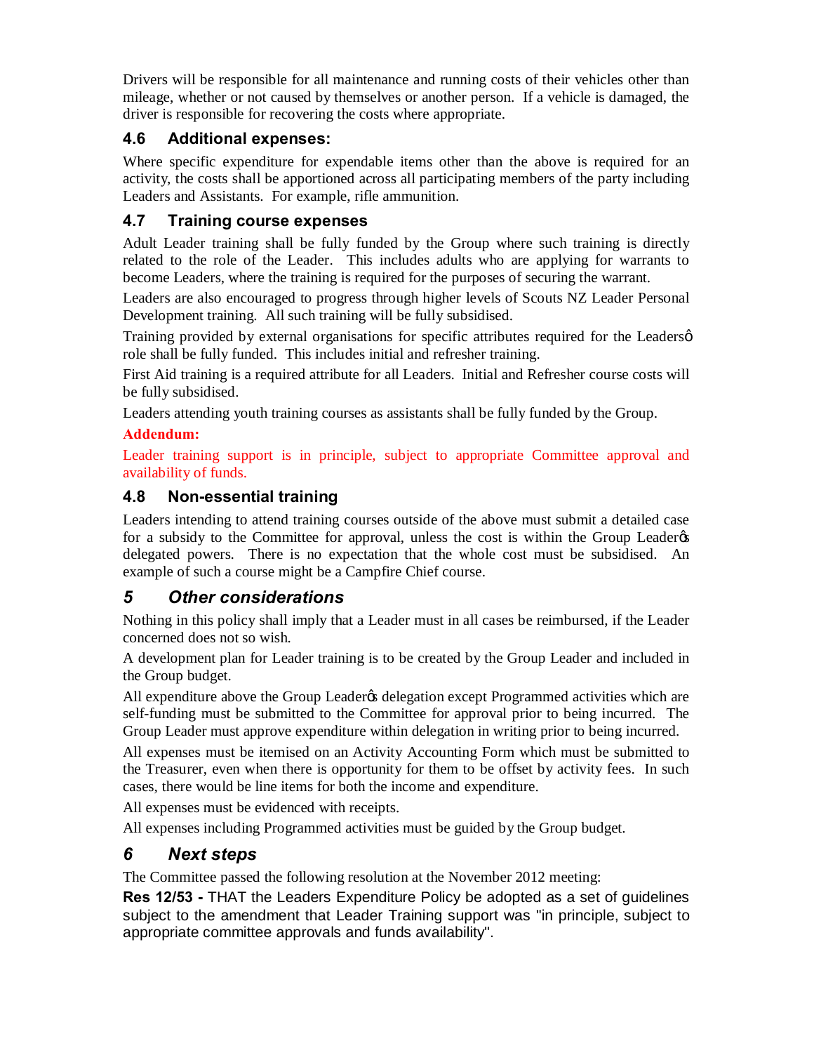Drivers will be responsible for all maintenance and running costs of their vehicles other than mileage, whether or not caused by themselves or another person. If a vehicle is damaged, the driver is responsible for recovering the costs where appropriate.

### 4.6 Additional expenses:

Where specific expenditure for expendable items other than the above is required for an activity, the costs shall be apportioned across all participating members of the party including Leaders and Assistants. For example, rifle ammunition.

### 4.7 Training course expenses

Adult Leader training shall be fully funded by the Group where such training is directly related to the role of the Leader. This includes adults who are applying for warrants to become Leaders, where the training is required for the purposes of securing the warrant.

Leaders are also encouraged to progress through higher levels of Scouts NZ Leader Personal Development training. All such training will be fully subsidised.

Training provided by external organisations for specific attributes required for the Leadersô role shall be fully funded. This includes initial and refresher training.

First Aid training is a required attribute for all Leaders. Initial and Refresher course costs will be fully subsidised.

Leaders attending youth training courses as assistants shall be fully funded by the Group.

**Addendum:**

Leader training support is in principle, subject to appropriate Committee approval and availability of funds.

### 4.8 Non-essential training

Leaders intending to attend training courses outside of the above must submit a detailed case for a subsidy to the Committee for approval, unless the cost is within the Group Leaderøs delegated powers. There is no expectation that the whole cost must be subsidised. An example of such a course might be a Campfire Chief course.

## *5 Other considerations*

Nothing in this policy shall imply that a Leader must in all cases be reimbursed, if the Leader concerned does not so wish.

A development plan for Leader training is to be created by the Group Leader and included in the Group budget.

All expenditure above the Group Leaderøs delegation except Programmed activities which are self-funding must be submitted to the Committee for approval prior to being incurred. The Group Leader must approve expenditure within delegation in writing prior to being incurred.

All expenses must be itemised on an Activity Accounting Form which must be submitted to the Treasurer, even when there is opportunity for them to be offset by activity fees. In such cases, there would be line items for both the income and expenditure.

All expenses must be evidenced with receipts.

All expenses including Programmed activities must be guided by the Group budget.

## *6 Next steps*

The Committee passed the following resolution at the November 2012 meeting:

**Res 12/53 -** THAT the Leaders Expenditure Policy be adopted as a set of guidelines subject to the amendment that Leader Training support was "in principle, subject to appropriate committee approvals and funds availability".